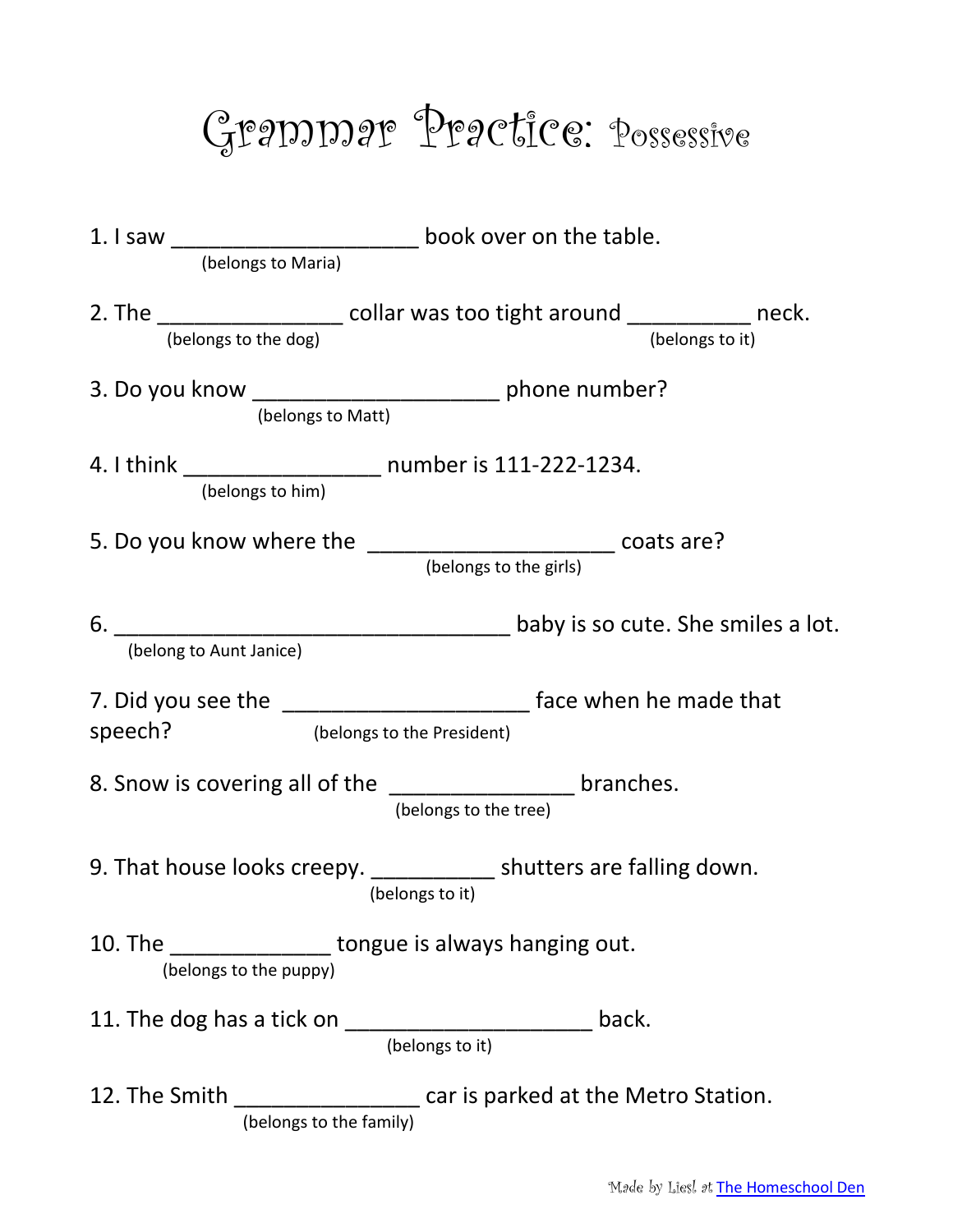# Grammar Practice: Possessive

1. I saw ____________________ book over on the table.
   (belongs to Maria)

2. The _______________ collar was too tight around __________ neck.
   (belongs to the dog) (belongs to it)

3. Do you know ____________________ phone number?
   (belongs to Matt)

4. I think ________________ number is 111-222-1234.
   (belongs to him)

5. Do you know where the ____________________ coats are?
   (belongs to the girls)

6. ________________________________ baby is so cute. She smiles a lot.
   (belong to Aunt Janice)

7. Did you see the ____________________ face when he made that speech?
   (belongs to the President)

8. Snow is covering all of the _______________ branches.
   (belongs to the tree)

9. That house looks creepy. __________ shutters are falling down.
   (belongs to it)

10. The _____________ tongue is always hanging out.
    (belongs to the puppy)

11. The dog has a tick on ____________________ back.
    (belongs to it)

12. The Smith _______________ car is parked at the Metro Station.
    (belongs to the family)

Made by Liesl at The Homeschool Den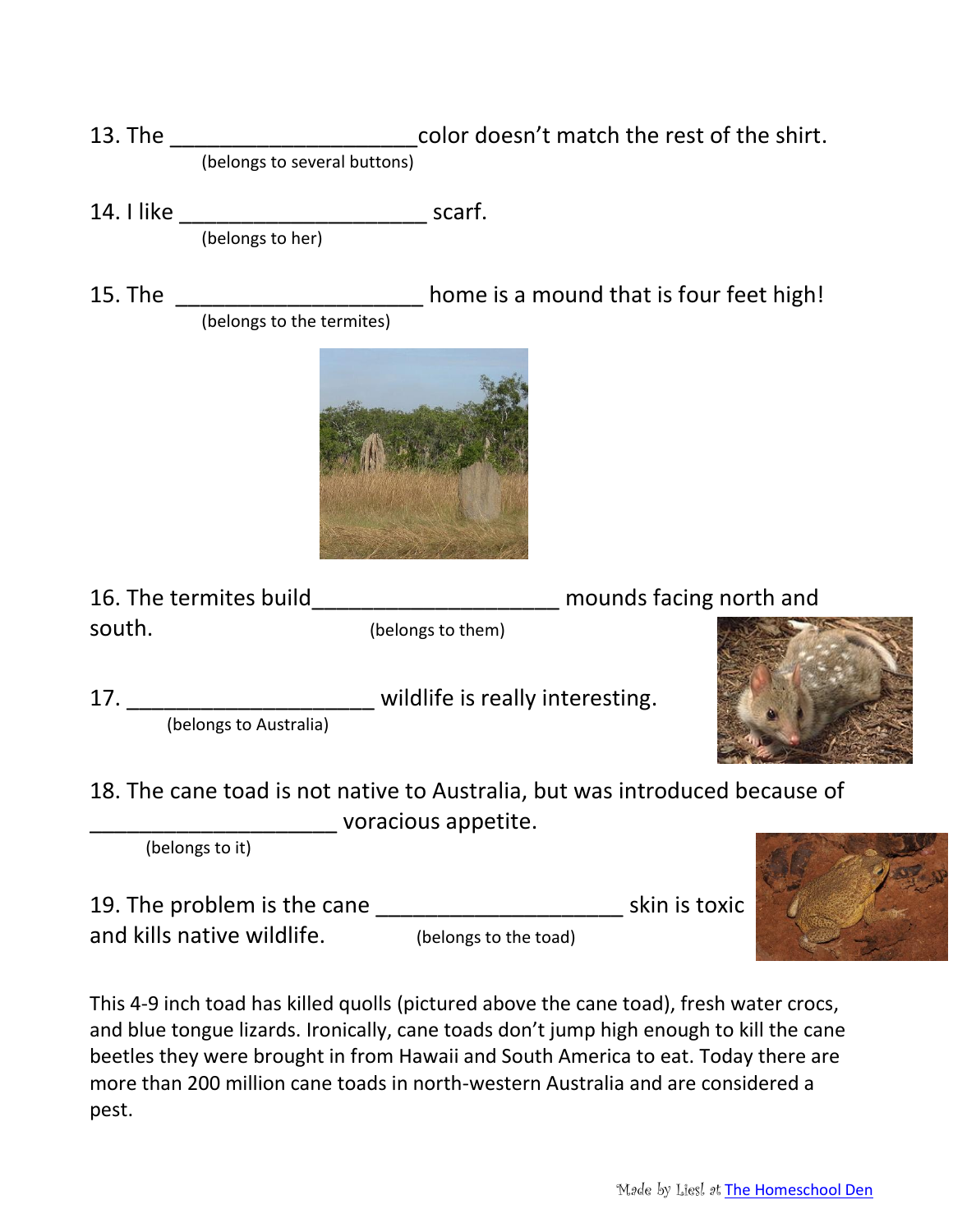13. The ____________________ color doesn't match the rest of the shirt.
(belongs to several buttons)

14. I like ____________________ scarf.
(belongs to her)

15. The ____________________ home is a mound that is four feet high!
(belongs to the termites)

16. The termites build____________________ mounds facing north and south.
(belongs to them)

17. ____________________ wildlife is really interesting.
(belongs to Australia)

18. The cane toad is not native to Australia, but was introduced because of ____________________ voracious appetite.
(belongs to it)

19. The problem is the cane ____________________ skin is toxic and kills native wildlife.
(belongs to the toad)

This 4-9 inch toad has killed quolls (pictured above the cane toad), fresh water crocs, and blue tongue lizards. Ironically, cane toads don't jump high enough to kill the cane beetles they were brought in from Hawaii and South America to eat. Today there are more than 200 million cane toads in north-western Australia and are considered a pest.

Made by Liesl at The Homeschool Den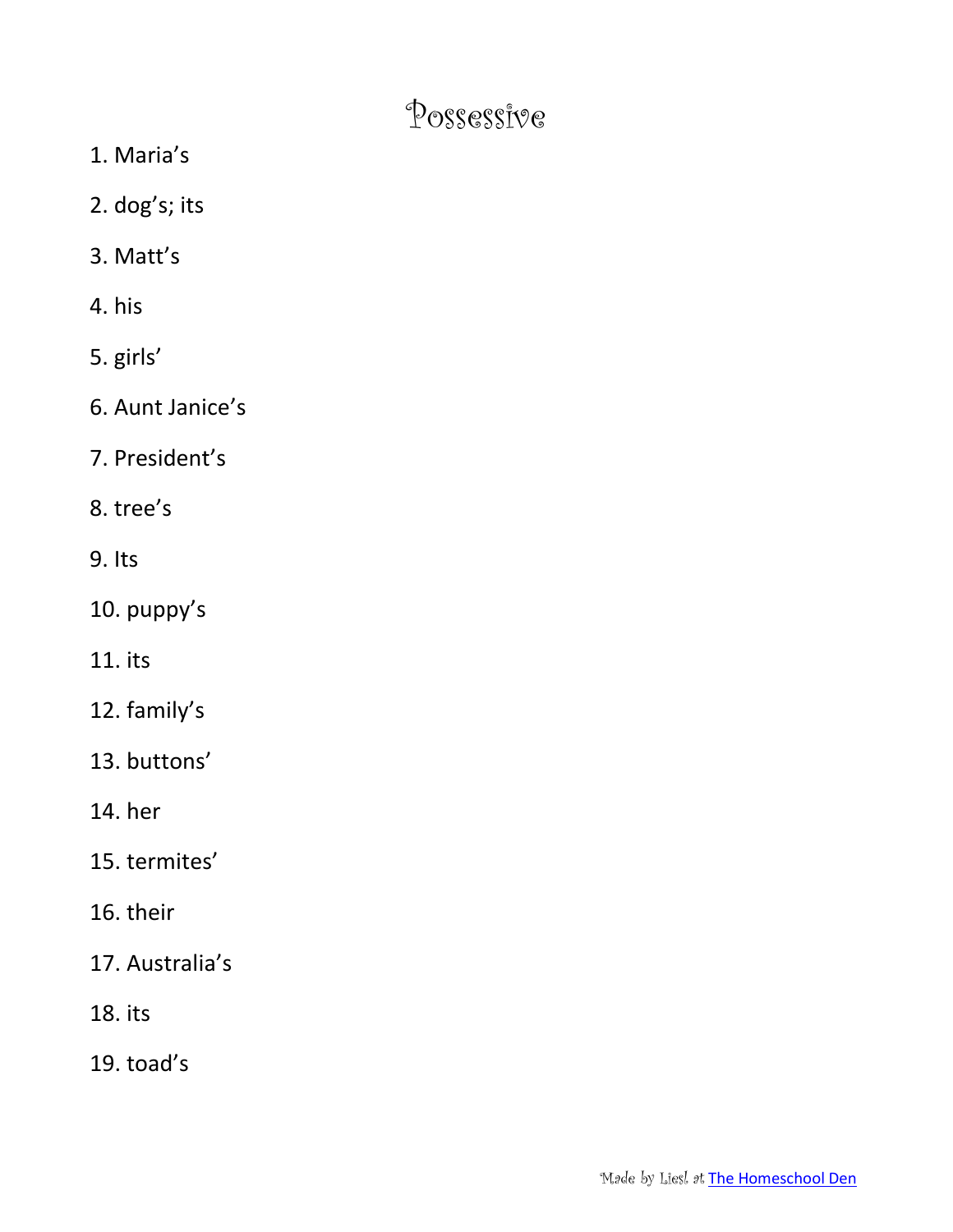# Possessive

1. Maria’s

2. dog’s; its

3. Matt’s

4. his

5. girls’

6. Aunt Janice’s

7. President’s

8. tree’s

9. Its

10. puppy’s

11. its

12. family’s

13. buttons’

14. her

15. termites’

16. their

17. Australia’s

18. its

19. toad’s

Made by Liesl at The Homeschool Den